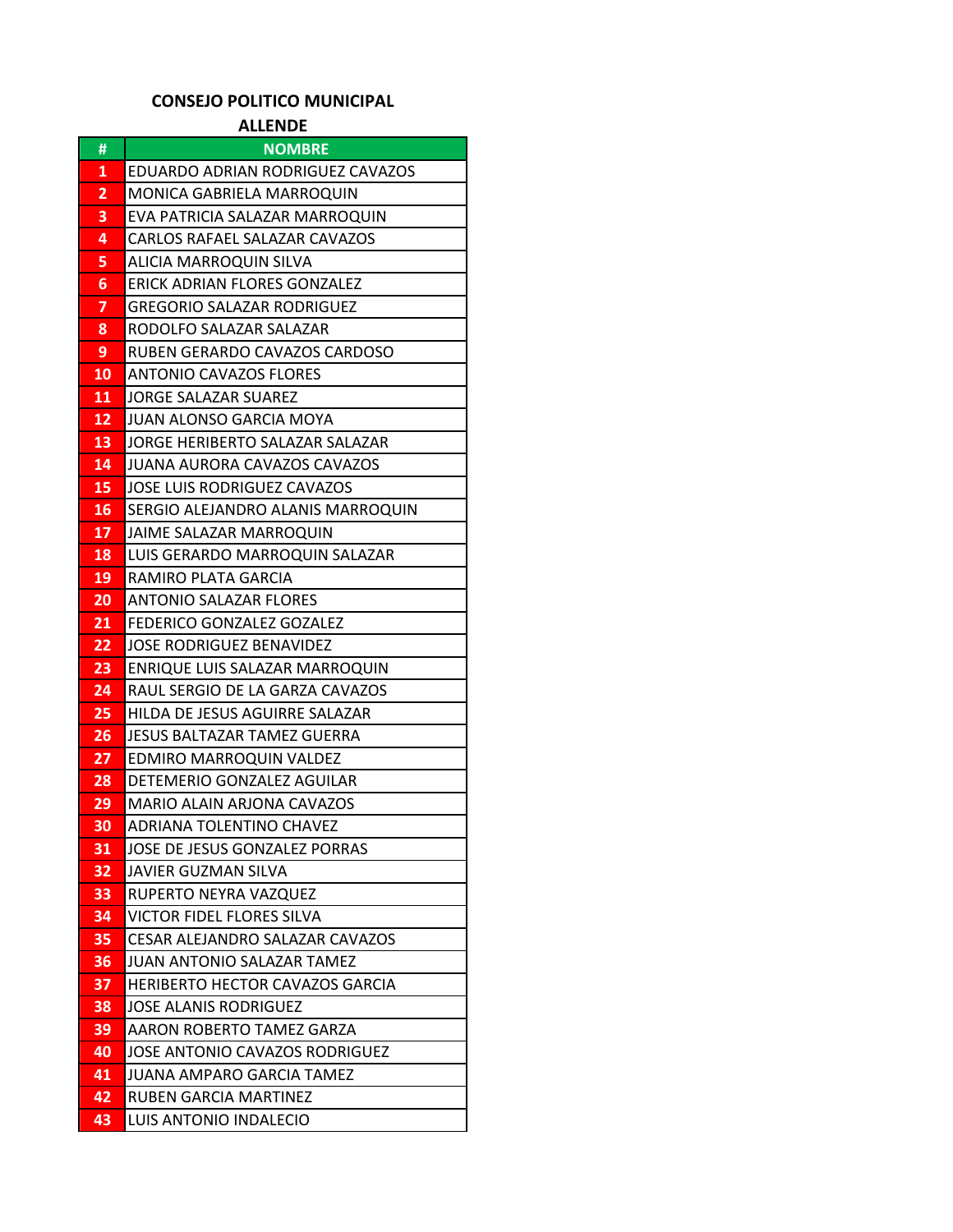**CONSEJO POLITICO MUNICIPAL**

**ALLENDE**

| # | NOMBRE |
|---|---|
| 1 | EDUARDO ADRIAN RODRIGUEZ CAVAZOS |
| 2 | MONICA GABRIELA MARROQUIN |
| 3 | EVA PATRICIA SALAZAR MARROQUIN |
| 4 | CARLOS RAFAEL SALAZAR CAVAZOS |
| 5 | ALICIA MARROQUIN SILVA |
| 6 | ERICK ADRIAN FLORES GONZALEZ |
| 7 | GREGORIO SALAZAR RODRIGUEZ |
| 8 | RODOLFO SALAZAR SALAZAR |
| 9 | RUBEN GERARDO CAVAZOS CARDOSO |
| 10 | ANTONIO CAVAZOS FLORES |
| 11 | JORGE SALAZAR SUAREZ |
| 12 | JUAN ALONSO GARCIA MOYA |
| 13 | JORGE HERIBERTO SALAZAR SALAZAR |
| 14 | JUANA AURORA CAVAZOS CAVAZOS |
| 15 | JOSE LUIS RODRIGUEZ CAVAZOS |
| 16 | SERGIO ALEJANDRO ALANIS MARROQUIN |
| 17 | JAIME SALAZAR MARROQUIN |
| 18 | LUIS GERARDO MARROQUIN SALAZAR |
| 19 | RAMIRO PLATA GARCIA |
| 20 | ANTONIO SALAZAR FLORES |
| 21 | FEDERICO GONZALEZ GOZALEZ |
| 22 | JOSE RODRIGUEZ BENAVIDEZ |
| 23 | ENRIQUE LUIS SALAZAR MARROQUIN |
| 24 | RAUL SERGIO DE LA GARZA CAVAZOS |
| 25 | HILDA DE JESUS AGUIRRE SALAZAR |
| 26 | JESUS BALTAZAR TAMEZ GUERRA |
| 27 | EDMIRO MARROQUIN VALDEZ |
| 28 | DETEMERIO GONZALEZ AGUILAR |
| 29 | MARIO ALAIN ARJONA CAVAZOS |
| 30 | ADRIANA TOLENTINO CHAVEZ |
| 31 | JOSE DE JESUS GONZALEZ PORRAS |
| 32 | JAVIER GUZMAN SILVA |
| 33 | RUPERTO NEYRA VAZQUEZ |
| 34 | VICTOR FIDEL FLORES SILVA |
| 35 | CESAR ALEJANDRO SALAZAR CAVAZOS |
| 36 | JUAN ANTONIO SALAZAR TAMEZ |
| 37 | HERIBERTO HECTOR CAVAZOS GARCIA |
| 38 | JOSE ALANIS RODRIGUEZ |
| 39 | AARON ROBERTO TAMEZ GARZA |
| 40 | JOSE ANTONIO CAVAZOS RODRIGUEZ |
| 41 | JUANA AMPARO GARCIA TAMEZ |
| 42 | RUBEN GARCIA MARTINEZ |
| 43 | LUIS ANTONIO INDALECIO |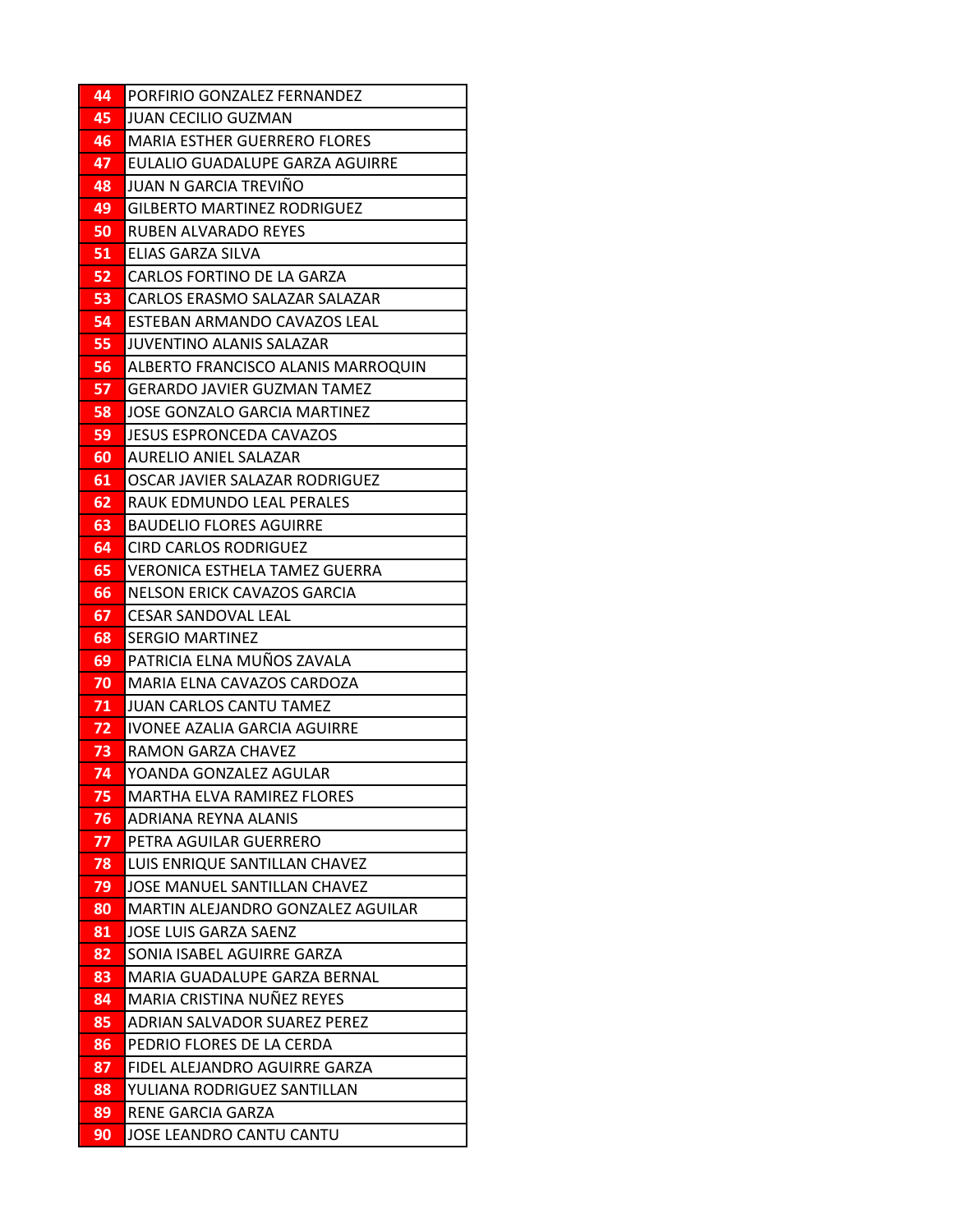| | |
|---|---|
| 44 | PORFIRIO GONZALEZ FERNANDEZ |
| 45 | JUAN CECILIO GUZMAN |
| 46 | MARIA ESTHER GUERRERO FLORES |
| 47 | EULALIO GUADALUPE GARZA AGUIRRE |
| 48 | JUAN N GARCIA TREVIÑO |
| 49 | GILBERTO MARTINEZ RODRIGUEZ |
| 50 | RUBEN ALVARADO REYES |
| 51 | ELIAS GARZA SILVA |
| 52 | CARLOS FORTINO DE LA GARZA |
| 53 | CARLOS ERASMO SALAZAR SALAZAR |
| 54 | ESTEBAN ARMANDO CAVAZOS LEAL |
| 55 | JUVENTINO ALANIS SALAZAR |
| 56 | ALBERTO FRANCISCO ALANIS MARROQUIN |
| 57 | GERARDO JAVIER GUZMAN TAMEZ |
| 58 | JOSE GONZALO GARCIA MARTINEZ |
| 59 | JESUS ESPRONCEDA CAVAZOS |
| 60 | AURELIO ANIEL SALAZAR |
| 61 | OSCAR JAVIER SALAZAR RODRIGUEZ |
| 62 | RAUK EDMUNDO LEAL PERALES |
| 63 | BAUDELIO FLORES AGUIRRE |
| 64 | CIRD CARLOS RODRIGUEZ |
| 65 | VERONICA ESTHELA TAMEZ GUERRA |
| 66 | NELSON ERICK CAVAZOS GARCIA |
| 67 | CESAR SANDOVAL LEAL |
| 68 | SERGIO MARTINEZ |
| 69 | PATRICIA ELNA MUÑOS ZAVALA |
| 70 | MARIA ELNA CAVAZOS CARDOZA |
| 71 | JUAN CARLOS CANTU TAMEZ |
| 72 | IVONEE AZALIA GARCIA AGUIRRE |
| 73 | RAMON GARZA CHAVEZ |
| 74 | YOANDA GONZALEZ AGULAR |
| 75 | MARTHA ELVA RAMIREZ FLORES |
| 76 | ADRIANA REYNA ALANIS |
| 77 | PETRA AGUILAR GUERRERO |
| 78 | LUIS ENRIQUE SANTILLAN CHAVEZ |
| 79 | JOSE MANUEL SANTILLAN CHAVEZ |
| 80 | MARTIN ALEJANDRO GONZALEZ AGUILAR |
| 81 | JOSE LUIS GARZA SAENZ |
| 82 | SONIA ISABEL AGUIRRE GARZA |
| 83 | MARIA GUADALUPE GARZA BERNAL |
| 84 | MARIA CRISTINA NUÑEZ REYES |
| 85 | ADRIAN SALVADOR SUAREZ PEREZ |
| 86 | PEDRIO FLORES DE LA CERDA |
| 87 | FIDEL ALEJANDRO AGUIRRE GARZA |
| 88 | YULIANA RODRIGUEZ SANTILLAN |
| 89 | RENE GARCIA GARZA |
| 90 | JOSE LEANDRO CANTU CANTU |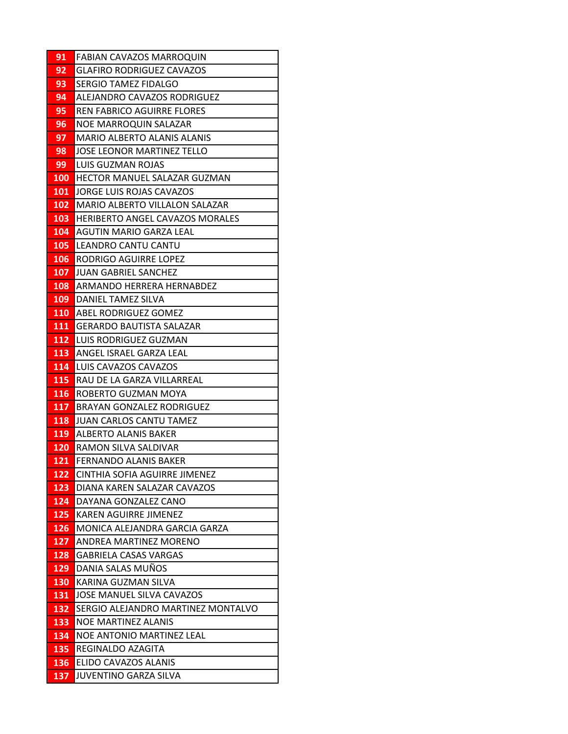| | |
|---|---|
| 91 | FABIAN CAVAZOS MARROQUIN |
| 92 | GLAFIRO RODRIGUEZ CAVAZOS |
| 93 | SERGIO TAMEZ FIDALGO |
| 94 | ALEJANDRO CAVAZOS RODRIGUEZ |
| 95 | REN FABRICO AGUIRRE FLORES |
| 96 | NOE MARROQUIN SALAZAR |
| 97 | MARIO ALBERTO ALANIS ALANIS |
| 98 | JOSE LEONOR MARTINEZ TELLO |
| 99 | LUIS GUZMAN ROJAS |
| 100 | HECTOR MANUEL SALAZAR GUZMAN |
| 101 | JORGE LUIS ROJAS CAVAZOS |
| 102 | MARIO ALBERTO VILLALON SALAZAR |
| 103 | HERIBERTO ANGEL CAVAZOS MORALES |
| 104 | AGUTIN MARIO GARZA LEAL |
| 105 | LEANDRO CANTU CANTU |
| 106 | RODRIGO AGUIRRE LOPEZ |
| 107 | JUAN GABRIEL SANCHEZ |
| 108 | ARMANDO HERRERA HERNABDEZ |
| 109 | DANIEL TAMEZ SILVA |
| 110 | ABEL RODRIGUEZ GOMEZ |
| 111 | GERARDO BAUTISTA SALAZAR |
| 112 | LUIS RODRIGUEZ GUZMAN |
| 113 | ANGEL ISRAEL GARZA LEAL |
| 114 | LUIS CAVAZOS CAVAZOS |
| 115 | RAU DE LA GARZA VILLARREAL |
| 116 | ROBERTO GUZMAN MOYA |
| 117 | BRAYAN GONZALEZ RODRIGUEZ |
| 118 | JUAN CARLOS CANTU TAMEZ |
| 119 | ALBERTO ALANIS BAKER |
| 120 | RAMON SILVA SALDIVAR |
| 121 | FERNANDO ALANIS BAKER |
| 122 | CINTHIA SOFIA AGUIRRE JIMENEZ |
| 123 | DIANA KAREN SALAZAR CAVAZOS |
| 124 | DAYANA GONZALEZ CANO |
| 125 | KAREN AGUIRRE JIMENEZ |
| 126 | MONICA ALEJANDRA GARCIA GARZA |
| 127 | ANDREA MARTINEZ MORENO |
| 128 | GABRIELA CASAS VARGAS |
| 129 | DANIA SALAS MUÑOS |
| 130 | KARINA GUZMAN SILVA |
| 131 | JOSE MANUEL SILVA CAVAZOS |
| 132 | SERGIO ALEJANDRO MARTINEZ MONTALVO |
| 133 | NOE MARTINEZ ALANIS |
| 134 | NOE ANTONIO MARTINEZ LEAL |
| 135 | REGINALDO AZAGITA |
| 136 | ELIDO CAVAZOS ALANIS |
| 137 | JUVENTINO GARZA SILVA |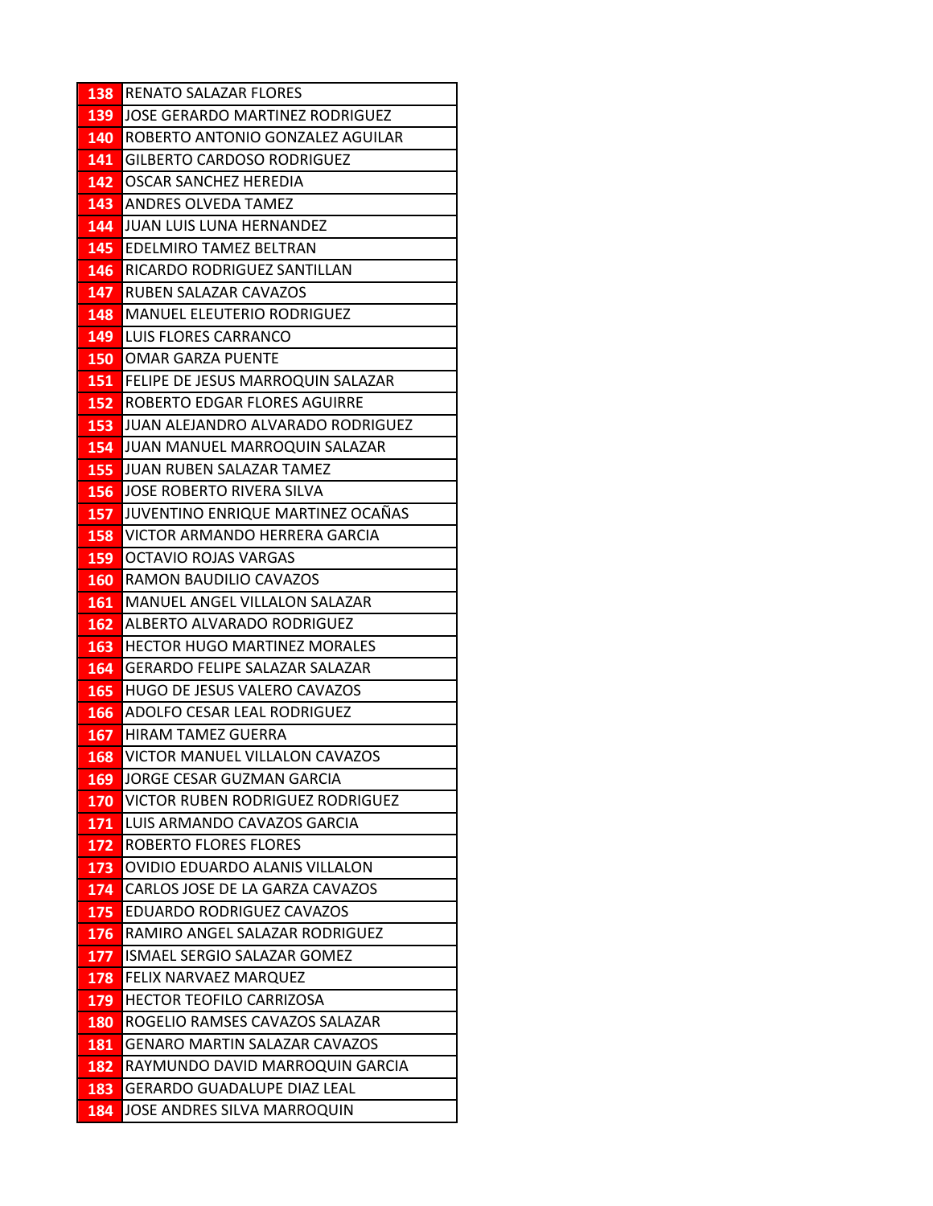| | |
|---|---|
| 138 | RENATO SALAZAR FLORES |
| 139 | JOSE GERARDO MARTINEZ RODRIGUEZ |
| 140 | ROBERTO ANTONIO GONZALEZ AGUILAR |
| 141 | GILBERTO CARDOSO RODRIGUEZ |
| 142 | OSCAR SANCHEZ HEREDIA |
| 143 | ANDRES OLVEDA TAMEZ |
| 144 | JUAN LUIS LUNA HERNANDEZ |
| 145 | EDELMIRO TAMEZ BELTRAN |
| 146 | RICARDO RODRIGUEZ SANTILLAN |
| 147 | RUBEN SALAZAR CAVAZOS |
| 148 | MANUEL ELEUTERIO RODRIGUEZ |
| 149 | LUIS FLORES CARRANCO |
| 150 | OMAR GARZA PUENTE |
| 151 | FELIPE DE JESUS MARROQUIN SALAZAR |
| 152 | ROBERTO EDGAR FLORES AGUIRRE |
| 153 | JUAN ALEJANDRO ALVARADO RODRIGUEZ |
| 154 | JUAN MANUEL MARROQUIN SALAZAR |
| 155 | JUAN RUBEN SALAZAR TAMEZ |
| 156 | JOSE ROBERTO RIVERA SILVA |
| 157 | JUVENTINO ENRIQUE MARTINEZ OCAÑAS |
| 158 | VICTOR ARMANDO HERRERA GARCIA |
| 159 | OCTAVIO ROJAS VARGAS |
| 160 | RAMON BAUDILIO CAVAZOS |
| 161 | MANUEL ANGEL VILLALON SALAZAR |
| 162 | ALBERTO ALVARADO RODRIGUEZ |
| 163 | HECTOR HUGO MARTINEZ MORALES |
| 164 | GERARDO FELIPE SALAZAR SALAZAR |
| 165 | HUGO DE JESUS VALERO CAVAZOS |
| 166 | ADOLFO CESAR LEAL RODRIGUEZ |
| 167 | HIRAM TAMEZ GUERRA |
| 168 | VICTOR MANUEL VILLALON CAVAZOS |
| 169 | JORGE CESAR GUZMAN GARCIA |
| 170 | VICTOR RUBEN RODRIGUEZ RODRIGUEZ |
| 171 | LUIS ARMANDO CAVAZOS GARCIA |
| 172 | ROBERTO FLORES FLORES |
| 173 | OVIDIO EDUARDO ALANIS VILLALON |
| 174 | CARLOS JOSE DE LA GARZA CAVAZOS |
| 175 | EDUARDO RODRIGUEZ CAVAZOS |
| 176 | RAMIRO ANGEL SALAZAR RODRIGUEZ |
| 177 | ISMAEL SERGIO SALAZAR GOMEZ |
| 178 | FELIX NARVAEZ MARQUEZ |
| 179 | HECTOR TEOFILO CARRIZOSA |
| 180 | ROGELIO RAMSES CAVAZOS SALAZAR |
| 181 | GENARO MARTIN SALAZAR CAVAZOS |
| 182 | RAYMUNDO DAVID MARROQUIN GARCIA |
| 183 | GERARDO GUADALUPE DIAZ LEAL |
| 184 | JOSE ANDRES SILVA MARROQUIN |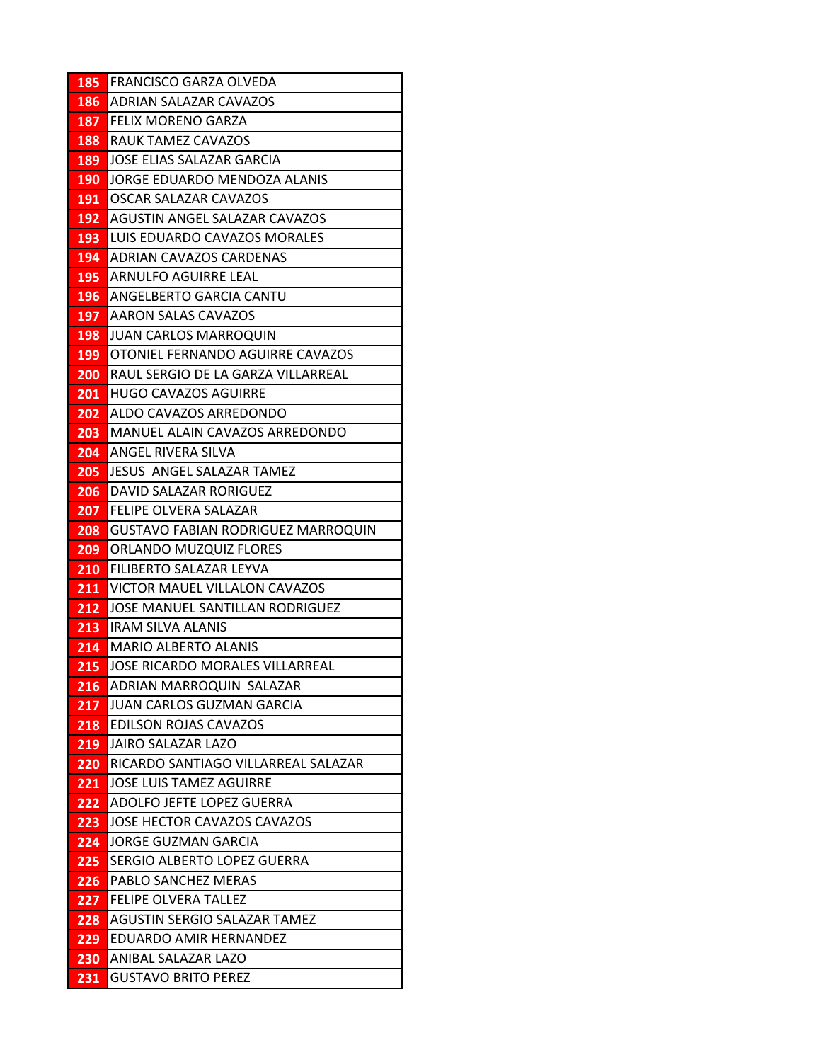| | |
|---|---|
| 185 | FRANCISCO GARZA OLVEDA |
| 186 | ADRIAN SALAZAR CAVAZOS |
| 187 | FELIX MORENO GARZA |
| 188 | RAUK TAMEZ CAVAZOS |
| 189 | JOSE ELIAS SALAZAR GARCIA |
| 190 | JORGE EDUARDO MENDOZA ALANIS |
| 191 | OSCAR SALAZAR CAVAZOS |
| 192 | AGUSTIN ANGEL SALAZAR CAVAZOS |
| 193 | LUIS EDUARDO CAVAZOS MORALES |
| 194 | ADRIAN CAVAZOS CARDENAS |
| 195 | ARNULFO AGUIRRE LEAL |
| 196 | ANGELBERTO GARCIA CANTU |
| 197 | AARON SALAS CAVAZOS |
| 198 | JUAN CARLOS MARROQUIN |
| 199 | OTONIEL FERNANDO AGUIRRE CAVAZOS |
| 200 | RAUL SERGIO DE LA GARZA VILLARREAL |
| 201 | HUGO CAVAZOS AGUIRRE |
| 202 | ALDO CAVAZOS ARREDONDO |
| 203 | MANUEL ALAIN CAVAZOS ARREDONDO |
| 204 | ANGEL RIVERA SILVA |
| 205 | JESUS ANGEL SALAZAR TAMEZ |
| 206 | DAVID SALAZAR RORIGUEZ |
| 207 | FELIPE OLVERA SALAZAR |
| 208 | GUSTAVO FABIAN RODRIGUEZ MARROQUIN |
| 209 | ORLANDO MUZQUIZ FLORES |
| 210 | FILIBERTO SALAZAR LEYVA |
| 211 | VICTOR MAUEL VILLALON CAVAZOS |
| 212 | JOSE MANUEL SANTILLAN RODRIGUEZ |
| 213 | IRAM SILVA ALANIS |
| 214 | MARIO ALBERTO ALANIS |
| 215 | JOSE RICARDO MORALES VILLARREAL |
| 216 | ADRIAN MARROQUIN SALAZAR |
| 217 | JUAN CARLOS GUZMAN GARCIA |
| 218 | EDILSON ROJAS CAVAZOS |
| 219 | JAIRO SALAZAR LAZO |
| 220 | RICARDO SANTIAGO VILLARREAL SALAZAR |
| 221 | JOSE LUIS TAMEZ AGUIRRE |
| 222 | ADOLFO JEFTE LOPEZ GUERRA |
| 223 | JOSE HECTOR CAVAZOS CAVAZOS |
| 224 | JORGE GUZMAN GARCIA |
| 225 | SERGIO ALBERTO LOPEZ GUERRA |
| 226 | PABLO SANCHEZ MERAS |
| 227 | FELIPE OLVERA TALLEZ |
| 228 | AGUSTIN SERGIO SALAZAR TAMEZ |
| 229 | EDUARDO AMIR HERNANDEZ |
| 230 | ANIBAL SALAZAR LAZO |
| 231 | GUSTAVO BRITO PEREZ |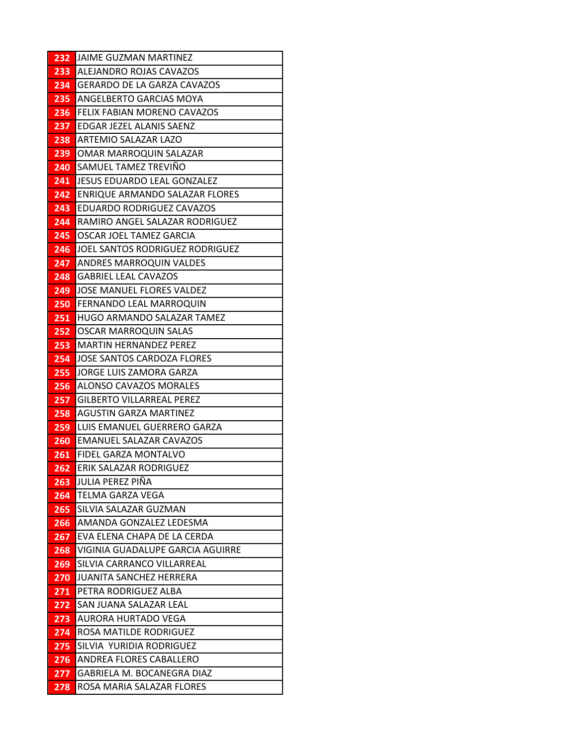| | |
|---|---|
| 232 | JAIME GUZMAN MARTINEZ |
| 233 | ALEJANDRO ROJAS CAVAZOS |
| 234 | GERARDO DE LA GARZA CAVAZOS |
| 235 | ANGELBERTO GARCIAS MOYA |
| 236 | FELIX FABIAN MORENO CAVAZOS |
| 237 | EDGAR JEZEL ALANIS SAENZ |
| 238 | ARTEMIO SALAZAR LAZO |
| 239 | OMAR MARROQUIN SALAZAR |
| 240 | SAMUEL TAMEZ TREVIÑO |
| 241 | JESUS EDUARDO LEAL GONZALEZ |
| 242 | ENRIQUE ARMANDO SALAZAR FLORES |
| 243 | EDUARDO RODRIGUEZ CAVAZOS |
| 244 | RAMIRO ANGEL SALAZAR RODRIGUEZ |
| 245 | OSCAR JOEL TAMEZ GARCIA |
| 246 | JOEL SANTOS RODRIGUEZ RODRIGUEZ |
| 247 | ANDRES MARROQUIN VALDES |
| 248 | GABRIEL LEAL CAVAZOS |
| 249 | JOSE MANUEL FLORES VALDEZ |
| 250 | FERNANDO LEAL MARROQUIN |
| 251 | HUGO ARMANDO SALAZAR TAMEZ |
| 252 | OSCAR MARROQUIN SALAS |
| 253 | MARTIN HERNANDEZ PEREZ |
| 254 | JOSE SANTOS CARDOZA FLORES |
| 255 | JORGE LUIS ZAMORA GARZA |
| 256 | ALONSO CAVAZOS MORALES |
| 257 | GILBERTO VILLARREAL PEREZ |
| 258 | AGUSTIN GARZA MARTINEZ |
| 259 | LUIS EMANUEL GUERRERO GARZA |
| 260 | EMANUEL SALAZAR CAVAZOS |
| 261 | FIDEL GARZA MONTALVO |
| 262 | ERIK SALAZAR RODRIGUEZ |
| 263 | JULIA PEREZ PIÑA |
| 264 | TELMA GARZA VEGA |
| 265 | SILVIA SALAZAR GUZMAN |
| 266 | AMANDA GONZALEZ LEDESMA |
| 267 | EVA ELENA CHAPA DE LA CERDA |
| 268 | VIGINIA GUADALUPE GARCIA AGUIRRE |
| 269 | SILVIA CARRANCO VILLARREAL |
| 270 | JUANITA SANCHEZ HERRERA |
| 271 | PETRA RODRIGUEZ ALBA |
| 272 | SAN JUANA SALAZAR LEAL |
| 273 | AURORA HURTADO VEGA |
| 274 | ROSA MATILDE RODRIGUEZ |
| 275 | SILVIA YURIDIA RODRIGUEZ |
| 276 | ANDREA FLORES CABALLERO |
| 277 | GABRIELA M. BOCANEGRA DIAZ |
| 278 | ROSA MARIA SALAZAR FLORES |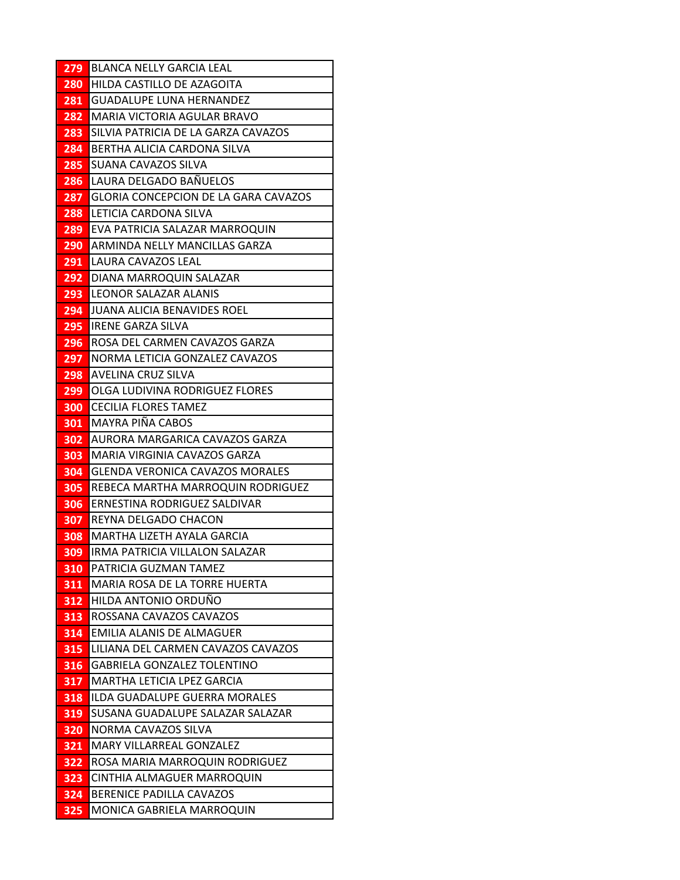| | |
|---|---|
| 279 | BLANCA NELLY GARCIA LEAL |
| 280 | HILDA CASTILLO DE AZAGOITA |
| 281 | GUADALUPE LUNA HERNANDEZ |
| 282 | MARIA VICTORIA AGULAR BRAVO |
| 283 | SILVIA PATRICIA DE LA GARZA CAVAZOS |
| 284 | BERTHA ALICIA CARDONA SILVA |
| 285 | SUANA CAVAZOS SILVA |
| 286 | LAURA DELGADO BAÑUELOS |
| 287 | GLORIA CONCEPCION DE LA GARA CAVAZOS |
| 288 | LETICIA CARDONA SILVA |
| 289 | EVA PATRICIA SALAZAR MARROQUIN |
| 290 | ARMINDA NELLY MANCILLAS GARZA |
| 291 | LAURA CAVAZOS LEAL |
| 292 | DIANA MARROQUIN SALAZAR |
| 293 | LEONOR SALAZAR ALANIS |
| 294 | JUANA ALICIA BENAVIDES ROEL |
| 295 | IRENE GARZA SILVA |
| 296 | ROSA DEL CARMEN CAVAZOS GARZA |
| 297 | NORMA LETICIA GONZALEZ CAVAZOS |
| 298 | AVELINA CRUZ SILVA |
| 299 | OLGA LUDIVINA RODRIGUEZ FLORES |
| 300 | CECILIA FLORES TAMEZ |
| 301 | MAYRA PIÑA CABOS |
| 302 | AURORA MARGARICA CAVAZOS GARZA |
| 303 | MARIA VIRGINIA CAVAZOS GARZA |
| 304 | GLENDA VERONICA CAVAZOS MORALES |
| 305 | REBECA MARTHA MARROQUIN RODRIGUEZ |
| 306 | ERNESTINA RODRIGUEZ SALDIVAR |
| 307 | REYNA DELGADO CHACON |
| 308 | MARTHA LIZETH AYALA GARCIA |
| 309 | IRMA PATRICIA VILLALON SALAZAR |
| 310 | PATRICIA GUZMAN TAMEZ |
| 311 | MARIA ROSA DE LA TORRE HUERTA |
| 312 | HILDA ANTONIO ORDUÑO |
| 313 | ROSSANA CAVAZOS CAVAZOS |
| 314 | EMILIA ALANIS DE ALMAGUER |
| 315 | LILIANA DEL CARMEN CAVAZOS CAVAZOS |
| 316 | GABRIELA GONZALEZ TOLENTINO |
| 317 | MARTHA LETICIA LPEZ GARCIA |
| 318 | ILDA GUADALUPE GUERRA MORALES |
| 319 | SUSANA GUADALUPE SALAZAR SALAZAR |
| 320 | NORMA CAVAZOS SILVA |
| 321 | MARY VILLARREAL GONZALEZ |
| 322 | ROSA MARIA MARROQUIN RODRIGUEZ |
| 323 | CINTHIA ALMAGUER MARROQUIN |
| 324 | BERENICE PADILLA CAVAZOS |
| 325 | MONICA GABRIELA MARROQUIN |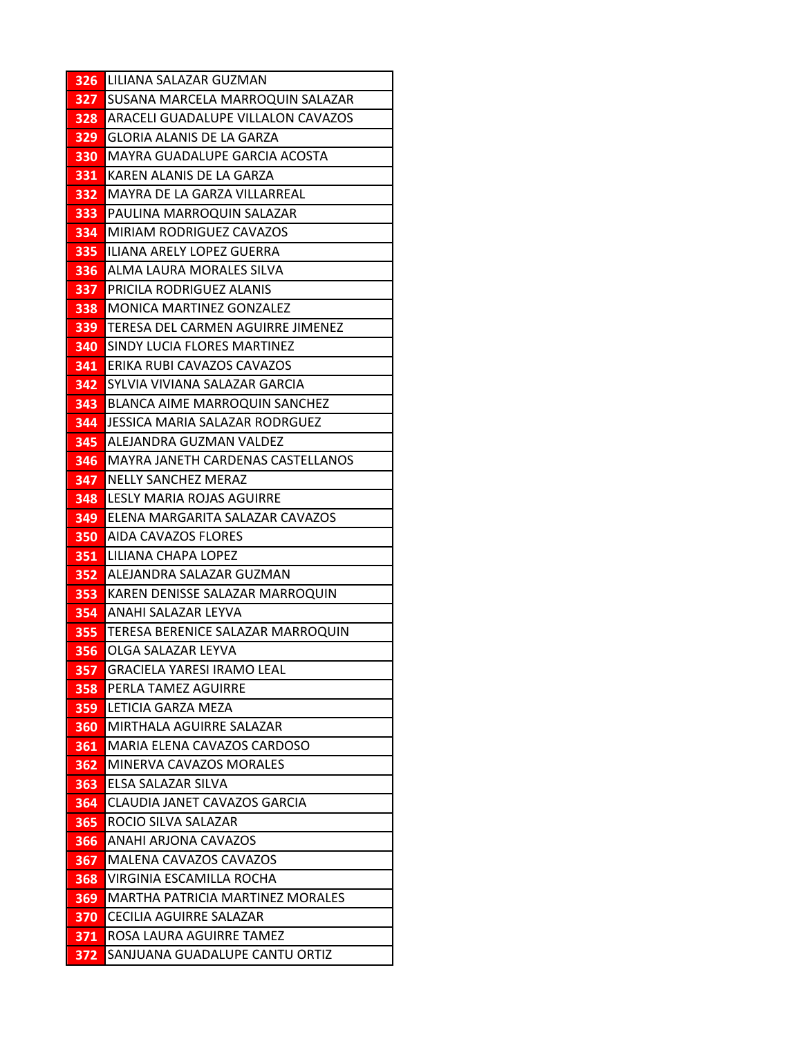| | |
|---|---|
| 326 | LILIANA SALAZAR GUZMAN |
| 327 | SUSANA MARCELA MARROQUIN SALAZAR |
| 328 | ARACELI GUADALUPE VILLALON CAVAZOS |
| 329 | GLORIA ALANIS DE LA GARZA |
| 330 | MAYRA GUADALUPE GARCIA ACOSTA |
| 331 | KAREN ALANIS DE LA GARZA |
| 332 | MAYRA DE LA GARZA VILLARREAL |
| 333 | PAULINA MARROQUIN SALAZAR |
| 334 | MIRIAM RODRIGUEZ CAVAZOS |
| 335 | ILIANA ARELY LOPEZ GUERRA |
| 336 | ALMA LAURA MORALES SILVA |
| 337 | PRICILA RODRIGUEZ ALANIS |
| 338 | MONICA MARTINEZ GONZALEZ |
| 339 | TERESA DEL CARMEN AGUIRRE JIMENEZ |
| 340 | SINDY LUCIA FLORES MARTINEZ |
| 341 | ERIKA RUBI CAVAZOS CAVAZOS |
| 342 | SYLVIA VIVIANA SALAZAR GARCIA |
| 343 | BLANCA AIME MARROQUIN SANCHEZ |
| 344 | JESSICA MARIA SALAZAR RODRGUEZ |
| 345 | ALEJANDRA GUZMAN VALDEZ |
| 346 | MAYRA JANETH CARDENAS CASTELLANOS |
| 347 | NELLY SANCHEZ MERAZ |
| 348 | LESLY MARIA ROJAS AGUIRRE |
| 349 | ELENA MARGARITA SALAZAR CAVAZOS |
| 350 | AIDA CAVAZOS FLORES |
| 351 | LILIANA CHAPA LOPEZ |
| 352 | ALEJANDRA SALAZAR GUZMAN |
| 353 | KAREN DENISSE SALAZAR MARROQUIN |
| 354 | ANAHI SALAZAR LEYVA |
| 355 | TERESA BERENICE SALAZAR MARROQUIN |
| 356 | OLGA SALAZAR LEYVA |
| 357 | GRACIELA YARESI IRAMO LEAL |
| 358 | PERLA TAMEZ AGUIRRE |
| 359 | LETICIA GARZA MEZA |
| 360 | MIRTHALA AGUIRRE SALAZAR |
| 361 | MARIA ELENA CAVAZOS CARDOSO |
| 362 | MINERVA CAVAZOS MORALES |
| 363 | ELSA SALAZAR SILVA |
| 364 | CLAUDIA JANET CAVAZOS GARCIA |
| 365 | ROCIO SILVA SALAZAR |
| 366 | ANAHI ARJONA CAVAZOS |
| 367 | MALENA CAVAZOS CAVAZOS |
| 368 | VIRGINIA ESCAMILLA ROCHA |
| 369 | MARTHA PATRICIA MARTINEZ MORALES |
| 370 | CECILIA AGUIRRE SALAZAR |
| 371 | ROSA LAURA AGUIRRE TAMEZ |
| 372 | SANJUANA GUADALUPE CANTU ORTIZ |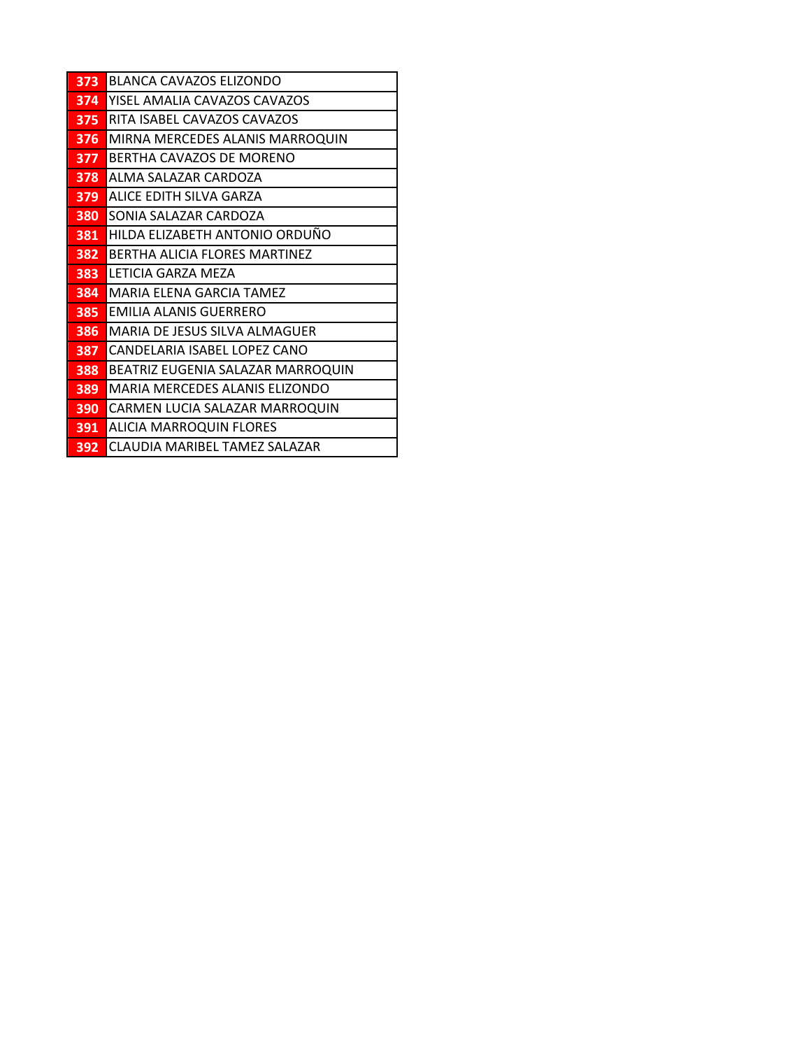| | |
|---|---|
| 373 | BLANCA CAVAZOS ELIZONDO |
| 374 | YISEL AMALIA CAVAZOS CAVAZOS |
| 375 | RITA ISABEL CAVAZOS CAVAZOS |
| 376 | MIRNA MERCEDES ALANIS MARROQUIN |
| 377 | BERTHA CAVAZOS DE MORENO |
| 378 | ALMA SALAZAR CARDOZA |
| 379 | ALICE EDITH SILVA GARZA |
| 380 | SONIA SALAZAR CARDOZA |
| 381 | HILDA ELIZABETH ANTONIO ORDUÑO |
| 382 | BERTHA ALICIA FLORES MARTINEZ |
| 383 | LETICIA GARZA MEZA |
| 384 | MARIA ELENA GARCIA TAMEZ |
| 385 | EMILIA ALANIS GUERRERO |
| 386 | MARIA DE JESUS SILVA ALMAGUER |
| 387 | CANDELARIA ISABEL LOPEZ CANO |
| 388 | BEATRIZ EUGENIA SALAZAR MARROQUIN |
| 389 | MARIA MERCEDES ALANIS ELIZONDO |
| 390 | CARMEN LUCIA SALAZAR MARROQUIN |
| 391 | ALICIA MARROQUIN FLORES |
| 392 | CLAUDIA MARIBEL TAMEZ SALAZAR |